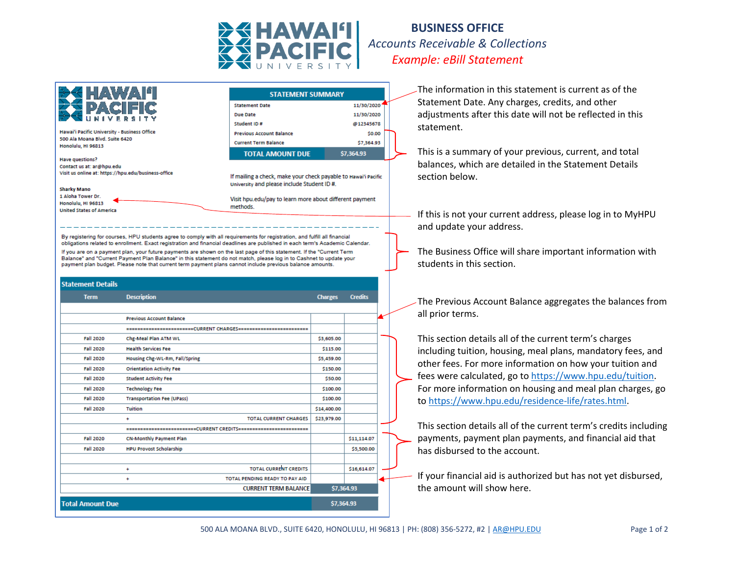# HAWAIʻI PACIFIC UNIVERSITY

## BUSINESS OFFICE

*Accounts Receivable & Collections*

*Example: eBill Statement*

---

**HAWAIʻI PACIFIC UNIVERSITY**

Hawaiʻi Pacific University - Business Office
500 Ala Moana Blvd. Suite 6420
Honolulu, HI 96813

Have questions?
Contact us at: ar@hpu.edu
Visit us online at: https://hpu.edu/business-office

Sharky Mano
1 Aloha Tower Dr.
Honolulu, HI 96813
United States of America

| STATEMENT SUMMARY | |
|---|---|
| Statement Date | 11/30/2020 |
| Due Date | 11/30/2020 |
| Student ID # | @12345678 |
| Previous Account Balance | $0.00 |
| Current Term Balance | $7,364.93 |
| **TOTAL AMOUNT DUE** | **$7,364.93** |

If mailing a check, make your check payable to Hawaiʻi Pacific University and please include Student ID #.

Visit hpu.edu/pay to learn more about different payment methods.

By registering for courses, HPU students agree to comply with all requirements for registration, and fulfill all financial obligations related to enrollment. Exact registration and financial deadlines are published in each term's Academic Calendar.

If you are on a payment plan, your future payments are shown on the last page of this statement. If the "Current Term Balance" and "Current Payment Plan Balance" in this statement do not match, please log in to Cashnet to update your payment plan budget. Please note that current term payment plans cannot include previous balance amounts.

### Statement Details

| Term | Description | Charges | Credits |
|---|---|---|---|
| | | | |
| | Previous Account Balance | | |
| | =======================CURRENT CHARGES======================= | | |
| Fall 2020 | Chg-Meal Plan ATM WL | $3,605.00 | |
| Fall 2020 | Health Services Fee | $115.00 | |
| Fall 2020 | Housing Chg-WL-Rm, Fall/Spring | $5,459.00 | |
| Fall 2020 | Orientation Activity Fee | $150.00 | |
| Fall 2020 | Student Activity Fee | $50.00 | |
| Fall 2020 | Technology Fee | $100.00 | |
| Fall 2020 | Transportation Fee (UPass) | $100.00 | |
| Fall 2020 | Tuition | $14,400.00 | |
| | + TOTAL CURRENT CHARGES | $23,979.00 | |
| | =======================CURRENT CREDITS======================= | | |
| Fall 2020 | CN-Monthly Payment Plan | | $11,114.07 |
| Fall 2020 | HPU Provost Scholarship | | $5,500.00 |
| | | | |
| | + TOTAL CURRENT CREDITS | | $16,614.07 |
| | + TOTAL PENDING READY TO PAY AID | | |
| | CURRENT TERM BALANCE | $7,364.93 | |
| **Total Amount Due** | | **$7,364.93** | |

---

The information in this statement is current as of the Statement Date. Any charges, credits, and other adjustments after this date will not be reflected in this statement.

This is a summary of your previous, current, and total balances, which are detailed in the Statement Details section below.

If this is not your current address, please log in to MyHPU and update your address.

The Business Office will share important information with students in this section.

The Previous Account Balance aggregates the balances from all prior terms.

This section details all of the current term's charges including tuition, housing, meal plans, mandatory fees, and other fees. For more information on how your tuition and fees were calculated, go to https://www.hpu.edu/tuition. For more information on housing and meal plan charges, go to https://www.hpu.edu/residence-life/rates.html.

This section details all of the current term's credits including payments, payment plan payments, and financial aid that has disbursed to the account.

If your financial aid is authorized but has not yet disbursed, the amount will show here.

500 ALA MOANA BLVD., SUITE 6420, HONOLULU, HI 96813 | PH: (808) 356-5272, #2 | AR@HPU.EDU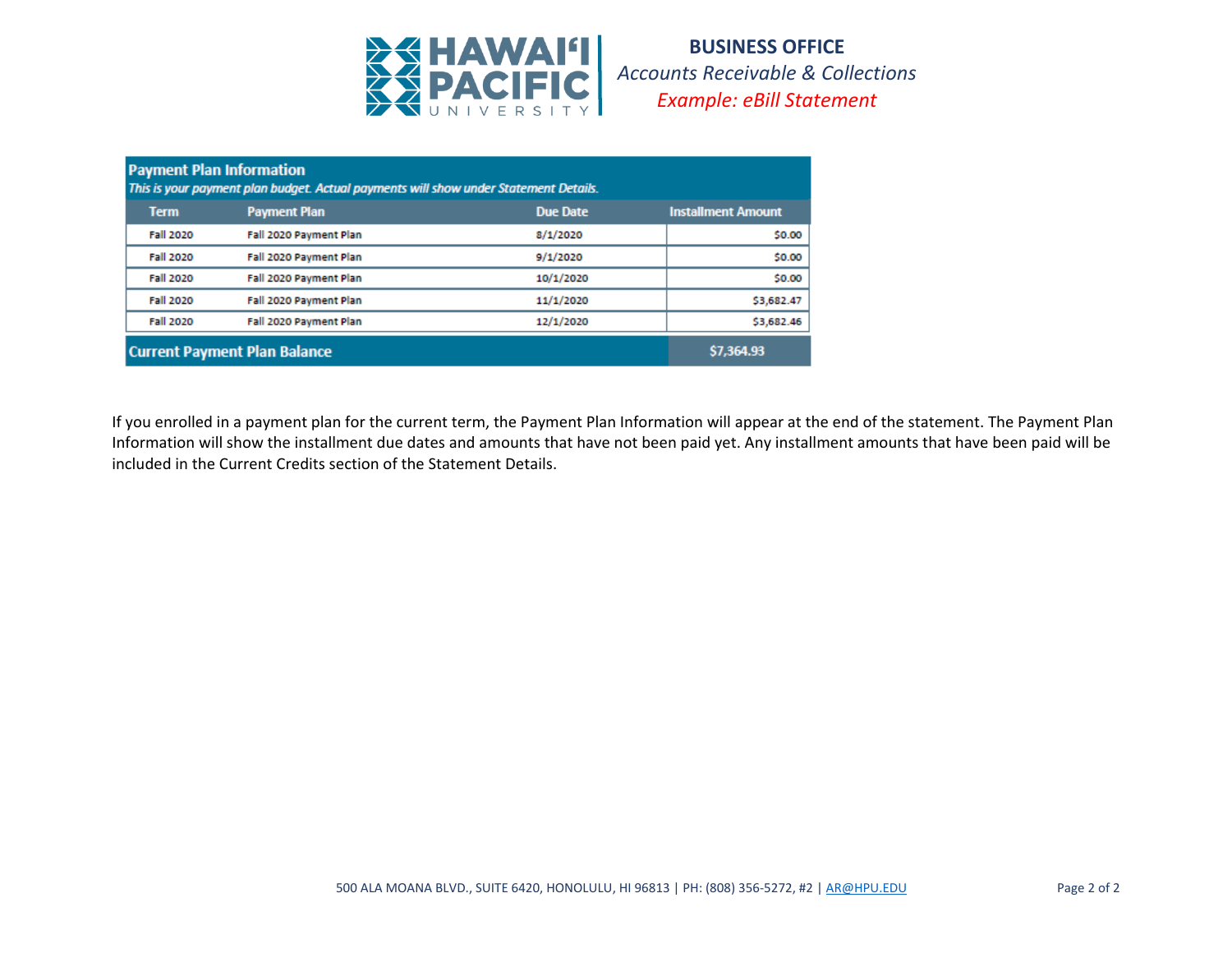**BUSINESS OFFICE**

*Accounts Receivable & Collections*

*Example: eBill Statement*

**Payment Plan Information**

*This is your payment plan budget. Actual payments will show under Statement Details.*

| Term | Payment Plan | Due Date | Installment Amount |
|---|---|---|---|
| Fall 2020 | Fall 2020 Payment Plan | 8/1/2020 | $0.00 |
| Fall 2020 | Fall 2020 Payment Plan | 9/1/2020 | $0.00 |
| Fall 2020 | Fall 2020 Payment Plan | 10/1/2020 | $0.00 |
| Fall 2020 | Fall 2020 Payment Plan | 11/1/2020 | $3,682.47 |
| Fall 2020 | Fall 2020 Payment Plan | 12/1/2020 | $3,682.46 |
| **Current Payment Plan Balance** | | | **$7,364.93** |

If you enrolled in a payment plan for the current term, the Payment Plan Information will appear at the end of the statement. The Payment Plan Information will show the installment due dates and amounts that have not been paid yet. Any installment amounts that have been paid will be included in the Current Credits section of the Statement Details.

500 ALA MOANA BLVD., SUITE 6420, HONOLULU, HI 96813 | PH: (808) 356-5272, #2 | AR@HPU.EDU